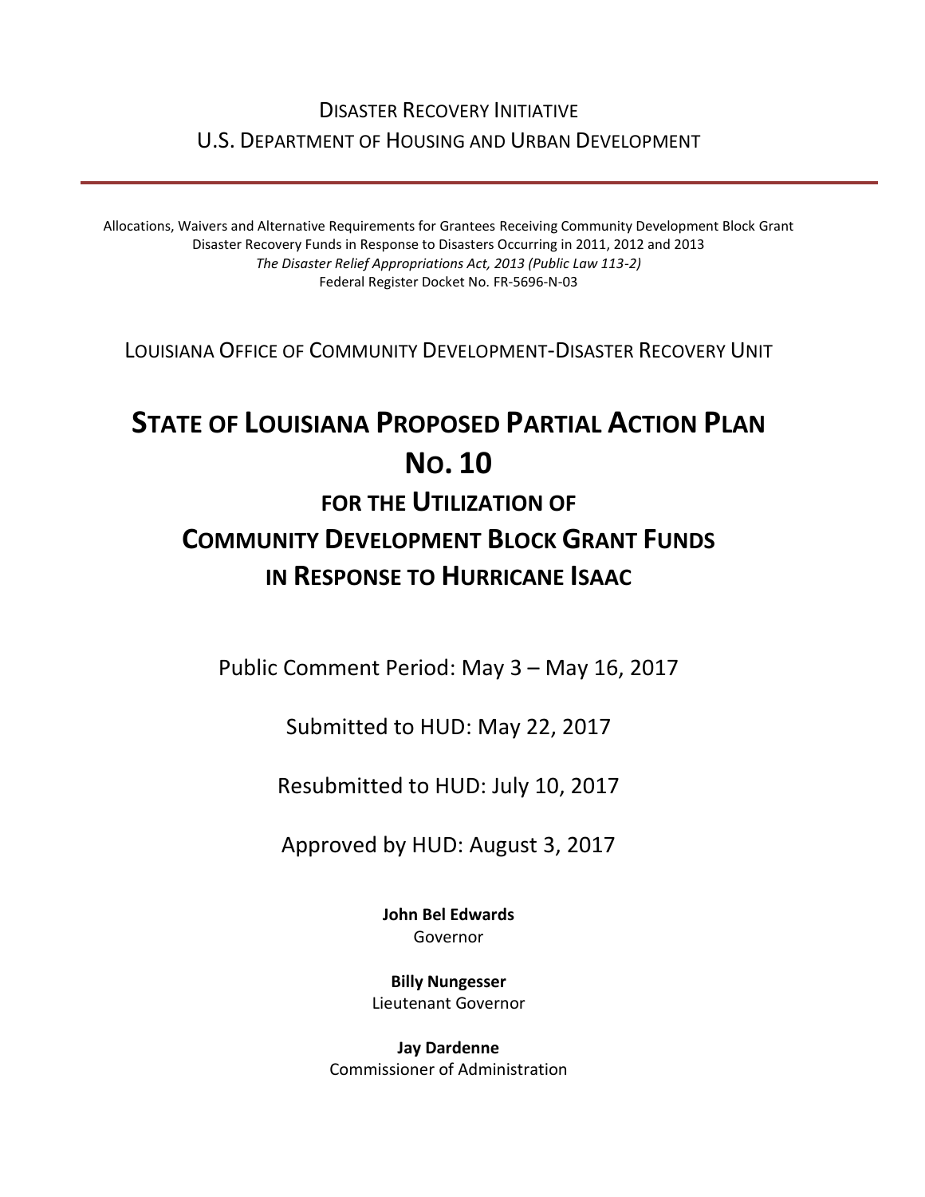Disaster Recovery Initiative
U.S. Department of Housing and Urban Development

---

Allocations, Waivers and Alternative Requirements for Grantees Receiving Community Development Block Grant Disaster Recovery Funds in Response to Disasters Occurring in 2011, 2012 and 2013
*The Disaster Relief Appropriations Act, 2013 (Public Law 113-2)*
Federal Register Docket No. FR-5696-N-03

Louisiana Office of Community Development-Disaster Recovery Unit

# State of Louisiana Proposed Partial Action Plan No. 10

## for the Utilization of Community Development Block Grant Funds in Response to Hurricane Isaac

Public Comment Period: May 3 – May 16, 2017

Submitted to HUD: May 22, 2017

Resubmitted to HUD: July 10, 2017

Approved by HUD: August 3, 2017

**John Bel Edwards**
Governor

**Billy Nungesser**
Lieutenant Governor

**Jay Dardenne**
Commissioner of Administration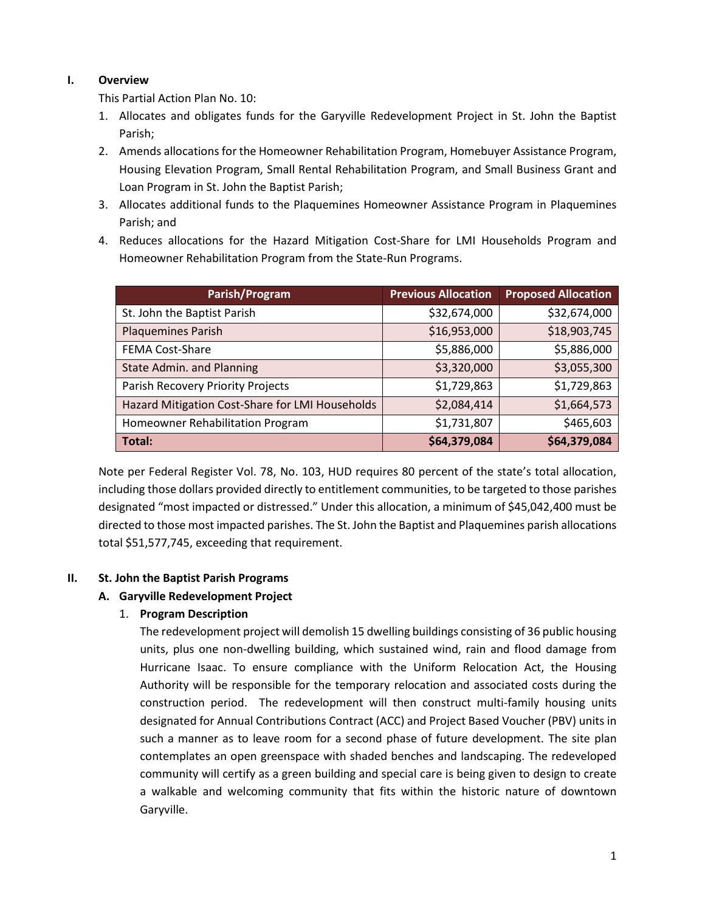## I. Overview

This Partial Action Plan No. 10:

1. Allocates and obligates funds for the Garyville Redevelopment Project in St. John the Baptist Parish;
2. Amends allocations for the Homeowner Rehabilitation Program, Homebuyer Assistance Program, Housing Elevation Program, Small Rental Rehabilitation Program, and Small Business Grant and Loan Program in St. John the Baptist Parish;
3. Allocates additional funds to the Plaquemines Homeowner Assistance Program in Plaquemines Parish; and
4. Reduces allocations for the Hazard Mitigation Cost-Share for LMI Households Program and Homeowner Rehabilitation Program from the State-Run Programs.

| Parish/Program | Previous Allocation | Proposed Allocation |
|---|---|---|
| St. John the Baptist Parish | $32,674,000 | $32,674,000 |
| Plaquemines Parish | $16,953,000 | $18,903,745 |
| FEMA Cost-Share | $5,886,000 | $5,886,000 |
| State Admin. and Planning | $3,320,000 | $3,055,300 |
| Parish Recovery Priority Projects | $1,729,863 | $1,729,863 |
| Hazard Mitigation Cost-Share for LMI Households | $2,084,414 | $1,664,573 |
| Homeowner Rehabilitation Program | $1,731,807 | $465,603 |
| **Total:** | **$64,379,084** | **$64,379,084** |

Note per Federal Register Vol. 78, No. 103, HUD requires 80 percent of the state's total allocation, including those dollars provided directly to entitlement communities, to be targeted to those parishes designated "most impacted or distressed." Under this allocation, a minimum of $45,042,400 must be directed to those most impacted parishes. The St. John the Baptist and Plaquemines parish allocations total $51,577,745, exceeding that requirement.

## II. St. John the Baptist Parish Programs

### A. Garyville Redevelopment Project

#### 1. Program Description

The redevelopment project will demolish 15 dwelling buildings consisting of 36 public housing units, plus one non-dwelling building, which sustained wind, rain and flood damage from Hurricane Isaac. To ensure compliance with the Uniform Relocation Act, the Housing Authority will be responsible for the temporary relocation and associated costs during the construction period. The redevelopment will then construct multi-family housing units designated for Annual Contributions Contract (ACC) and Project Based Voucher (PBV) units in such a manner as to leave room for a second phase of future development. The site plan contemplates an open greenspace with shaded benches and landscaping. The redeveloped community will certify as a green building and special care is being given to design to create a walkable and welcoming community that fits within the historic nature of downtown Garyville.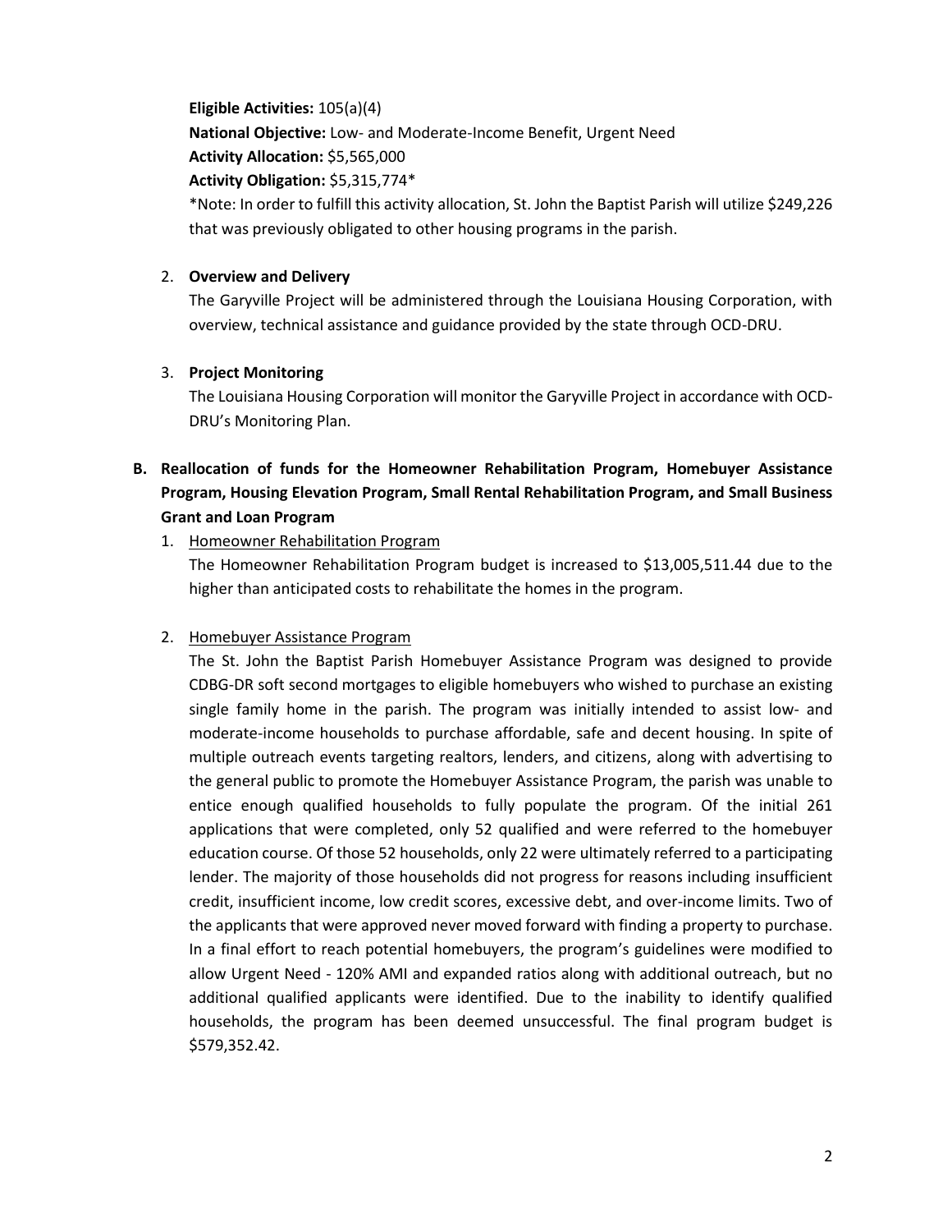**Eligible Activities:** 105(a)(4)

**National Objective:** Low- and Moderate-Income Benefit, Urgent Need

**Activity Allocation:** $5,565,000

**Activity Obligation:** $5,315,774*

*Note: In order to fulfill this activity allocation, St. John the Baptist Parish will utilize $249,226 that was previously obligated to other housing programs in the parish.

2. **Overview and Delivery**

   The Garyville Project will be administered through the Louisiana Housing Corporation, with overview, technical assistance and guidance provided by the state through OCD-DRU.

3. **Project Monitoring**

   The Louisiana Housing Corporation will monitor the Garyville Project in accordance with OCD-DRU's Monitoring Plan.

**B. Reallocation of funds for the Homeowner Rehabilitation Program, Homebuyer Assistance Program, Housing Elevation Program, Small Rental Rehabilitation Program, and Small Business Grant and Loan Program**

1. Homeowner Rehabilitation Program

   The Homeowner Rehabilitation Program budget is increased to $13,005,511.44 due to the higher than anticipated costs to rehabilitate the homes in the program.

2. Homebuyer Assistance Program

   The St. John the Baptist Parish Homebuyer Assistance Program was designed to provide CDBG-DR soft second mortgages to eligible homebuyers who wished to purchase an existing single family home in the parish. The program was initially intended to assist low- and moderate-income households to purchase affordable, safe and decent housing. In spite of multiple outreach events targeting realtors, lenders, and citizens, along with advertising to the general public to promote the Homebuyer Assistance Program, the parish was unable to entice enough qualified households to fully populate the program. Of the initial 261 applications that were completed, only 52 qualified and were referred to the homebuyer education course. Of those 52 households, only 22 were ultimately referred to a participating lender. The majority of those households did not progress for reasons including insufficient credit, insufficient income, low credit scores, excessive debt, and over-income limits. Two of the applicants that were approved never moved forward with finding a property to purchase. In a final effort to reach potential homebuyers, the program's guidelines were modified to allow Urgent Need - 120% AMI and expanded ratios along with additional outreach, but no additional qualified applicants were identified. Due to the inability to identify qualified households, the program has been deemed unsuccessful. The final program budget is $579,352.42.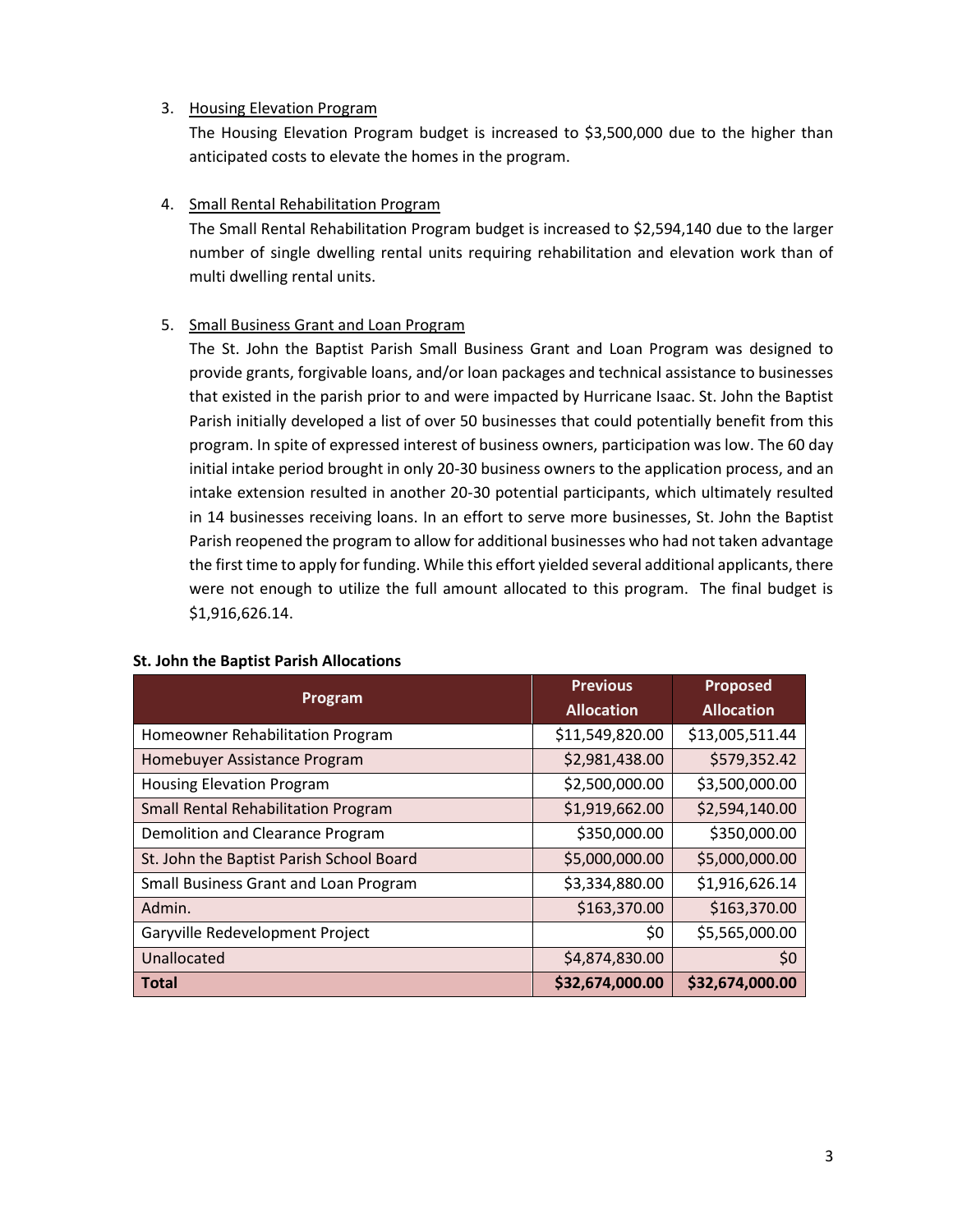3. <u>Housing Elevation Program</u>

   The Housing Elevation Program budget is increased to $3,500,000 due to the higher than anticipated costs to elevate the homes in the program.

4. <u>Small Rental Rehabilitation Program</u>

   The Small Rental Rehabilitation Program budget is increased to $2,594,140 due to the larger number of single dwelling rental units requiring rehabilitation and elevation work than of multi dwelling rental units.

5. <u>Small Business Grant and Loan Program</u>

   The St. John the Baptist Parish Small Business Grant and Loan Program was designed to provide grants, forgivable loans, and/or loan packages and technical assistance to businesses that existed in the parish prior to and were impacted by Hurricane Isaac. St. John the Baptist Parish initially developed a list of over 50 businesses that could potentially benefit from this program. In spite of expressed interest of business owners, participation was low. The 60 day initial intake period brought in only 20-30 business owners to the application process, and an intake extension resulted in another 20-30 potential participants, which ultimately resulted in 14 businesses receiving loans. In an effort to serve more businesses, St. John the Baptist Parish reopened the program to allow for additional businesses who had not taken advantage the first time to apply for funding. While this effort yielded several additional applicants, there were not enough to utilize the full amount allocated to this program. The final budget is $1,916,626.14.

**St. John the Baptist Parish Allocations**

| Program | Previous Allocation | Proposed Allocation |
|---|---|---|
| Homeowner Rehabilitation Program | $11,549,820.00 | $13,005,511.44 |
| Homebuyer Assistance Program | $2,981,438.00 | $579,352.42 |
| Housing Elevation Program | $2,500,000.00 | $3,500,000.00 |
| Small Rental Rehabilitation Program | $1,919,662.00 | $2,594,140.00 |
| Demolition and Clearance Program | $350,000.00 | $350,000.00 |
| St. John the Baptist Parish School Board | $5,000,000.00 | $5,000,000.00 |
| Small Business Grant and Loan Program | $3,334,880.00 | $1,916,626.14 |
| Admin. | $163,370.00 | $163,370.00 |
| Garyville Redevelopment Project | $0 | $5,565,000.00 |
| Unallocated | $4,874,830.00 | $0 |
| **Total** | **$32,674,000.00** | **$32,674,000.00** |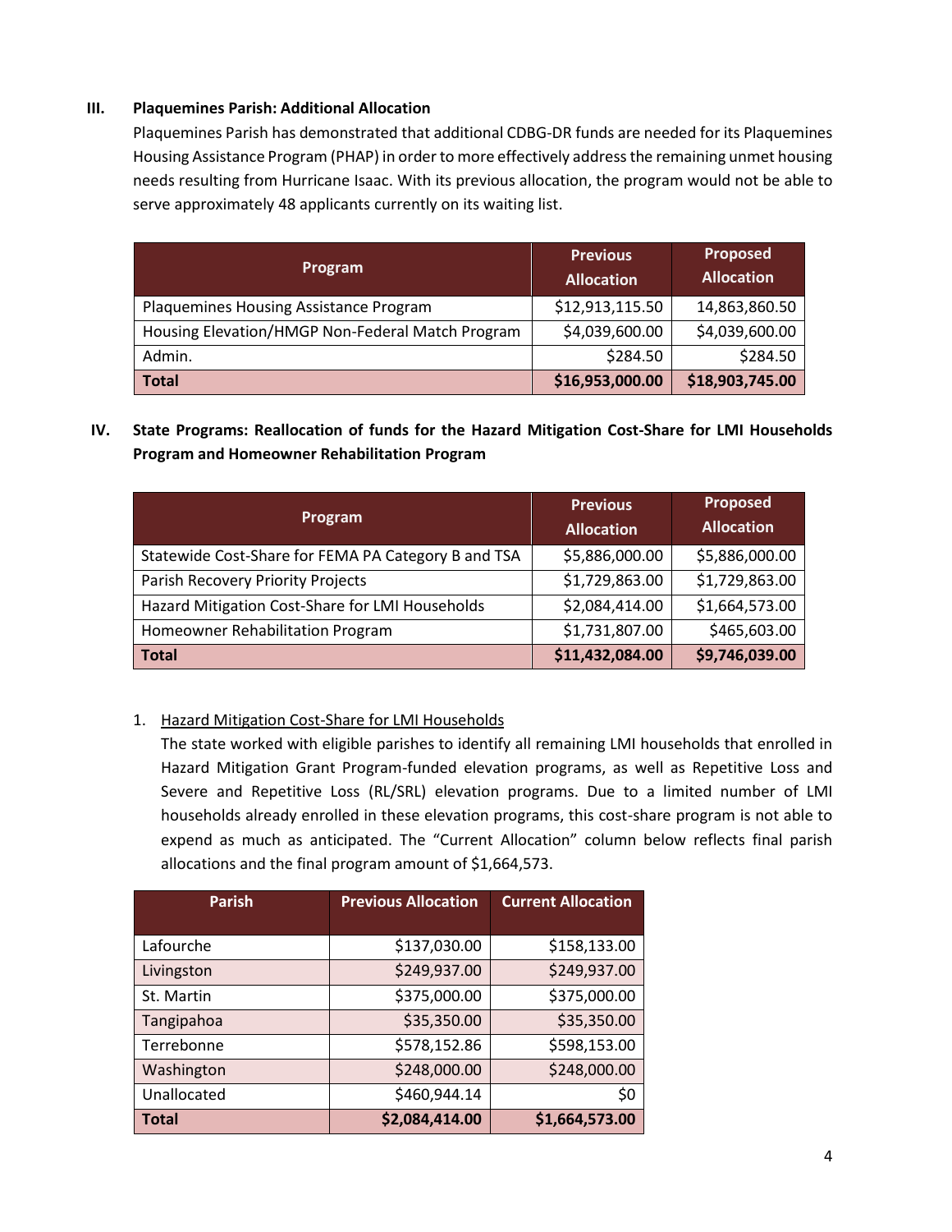## III. Plaquemines Parish: Additional Allocation

Plaquemines Parish has demonstrated that additional CDBG-DR funds are needed for its Plaquemines Housing Assistance Program (PHAP) in order to more effectively address the remaining unmet housing needs resulting from Hurricane Isaac. With its previous allocation, the program would not be able to serve approximately 48 applicants currently on its waiting list.

| Program | Previous Allocation | Proposed Allocation |
|---|---:|---:|
| Plaquemines Housing Assistance Program | $12,913,115.50 | 14,863,860.50 |
| Housing Elevation/HMGP Non-Federal Match Program | $4,039,600.00 | $4,039,600.00 |
| Admin. | $284.50 | $284.50 |
| **Total** | **$16,953,000.00** | **$18,903,745.00** |

## IV. State Programs: Reallocation of funds for the Hazard Mitigation Cost-Share for LMI Households Program and Homeowner Rehabilitation Program

| Program | Previous Allocation | Proposed Allocation |
|---|---:|---:|
| Statewide Cost-Share for FEMA PA Category B and TSA | $5,886,000.00 | $5,886,000.00 |
| Parish Recovery Priority Projects | $1,729,863.00 | $1,729,863.00 |
| Hazard Mitigation Cost-Share for LMI Households | $2,084,414.00 | $1,664,573.00 |
| Homeowner Rehabilitation Program | $1,731,807.00 | $465,603.00 |
| **Total** | **$11,432,084.00** | **$9,746,039.00** |

1. Hazard Mitigation Cost-Share for LMI Households

   The state worked with eligible parishes to identify all remaining LMI households that enrolled in Hazard Mitigation Grant Program-funded elevation programs, as well as Repetitive Loss and Severe and Repetitive Loss (RL/SRL) elevation programs. Due to a limited number of LMI households already enrolled in these elevation programs, this cost-share program is not able to expend as much as anticipated. The "Current Allocation" column below reflects final parish allocations and the final program amount of $1,664,573.

| Parish | Previous Allocation | Current Allocation |
|---|---:|---:|
| Lafourche | $137,030.00 | $158,133.00 |
| Livingston | $249,937.00 | $249,937.00 |
| St. Martin | $375,000.00 | $375,000.00 |
| Tangipahoa | $35,350.00 | $35,350.00 |
| Terrebonne | $578,152.86 | $598,153.00 |
| Washington | $248,000.00 | $248,000.00 |
| Unallocated | $460,944.14 | $0 |
| **Total** | **$2,084,414.00** | **$1,664,573.00** |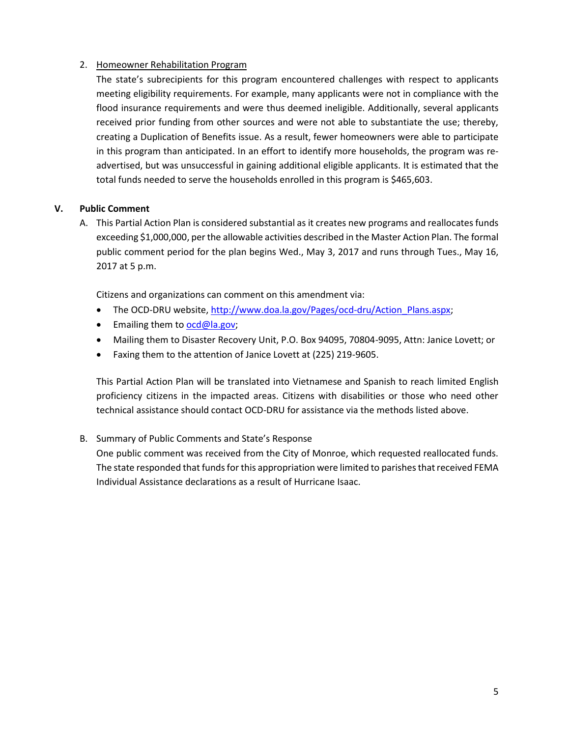2. Homeowner Rehabilitation Program

   The state's subrecipients for this program encountered challenges with respect to applicants meeting eligibility requirements. For example, many applicants were not in compliance with the flood insurance requirements and were thus deemed ineligible. Additionally, several applicants received prior funding from other sources and were not able to substantiate the use; thereby, creating a Duplication of Benefits issue. As a result, fewer homeowners were able to participate in this program than anticipated. In an effort to identify more households, the program was re-advertised, but was unsuccessful in gaining additional eligible applicants. It is estimated that the total funds needed to serve the households enrolled in this program is $465,603.

## V. Public Comment

A. This Partial Action Plan is considered substantial as it creates new programs and reallocates funds exceeding $1,000,000, per the allowable activities described in the Master Action Plan. The formal public comment period for the plan begins Wed., May 3, 2017 and runs through Tues., May 16, 2017 at 5 p.m.

   Citizens and organizations can comment on this amendment via:

   - The OCD-DRU website, http://www.doa.la.gov/Pages/ocd-dru/Action_Plans.aspx;
   - Emailing them to ocd@la.gov;
   - Mailing them to Disaster Recovery Unit, P.O. Box 94095, 70804-9095, Attn: Janice Lovett; or
   - Faxing them to the attention of Janice Lovett at (225) 219-9605.

   This Partial Action Plan will be translated into Vietnamese and Spanish to reach limited English proficiency citizens in the impacted areas. Citizens with disabilities or those who need other technical assistance should contact OCD-DRU for assistance via the methods listed above.

B. Summary of Public Comments and State's Response

   One public comment was received from the City of Monroe, which requested reallocated funds. The state responded that funds for this appropriation were limited to parishes that received FEMA Individual Assistance declarations as a result of Hurricane Isaac.